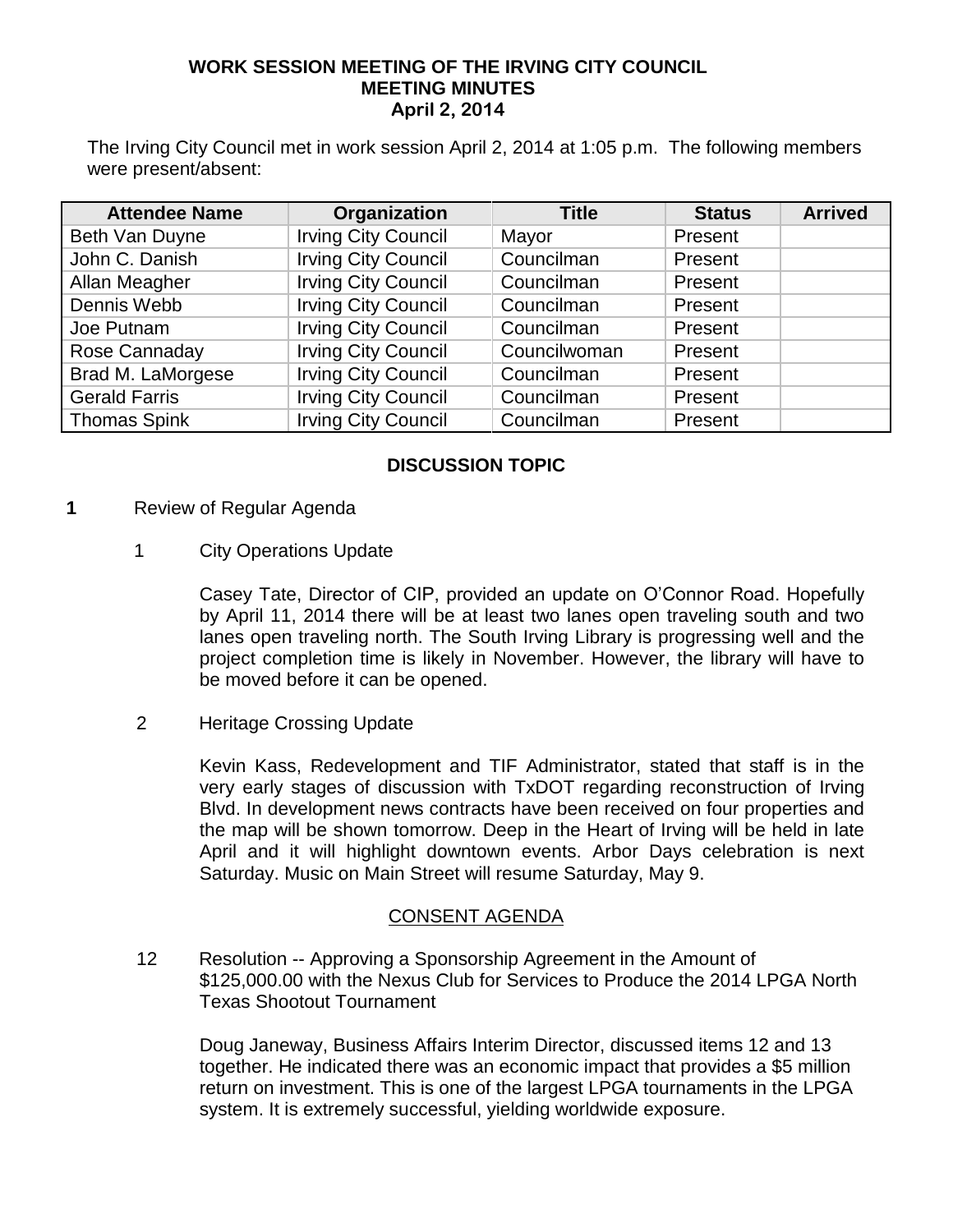# WORK SESSION MEETING OF THE IRVING CITY COUNCIL
## MEETING MINUTES
### April 2, 2014

The Irving City Council met in work session April 2, 2014 at 1:05 p.m. The following members were present/absent:

| Attendee Name | Organization | Title | Status | Arrived |
|---|---|---|---|---|
| Beth Van Duyne | Irving City Council | Mayor | Present | |
| John C. Danish | Irving City Council | Councilman | Present | |
| Allan Meagher | Irving City Council | Councilman | Present | |
| Dennis Webb | Irving City Council | Councilman | Present | |
| Joe Putnam | Irving City Council | Councilman | Present | |
| Rose Cannaday | Irving City Council | Councilwoman | Present | |
| Brad M. LaMorgese | Irving City Council | Councilman | Present | |
| Gerald Farris | Irving City Council | Councilman | Present | |
| Thomas Spink | Irving City Council | Councilman | Present | |

## DISCUSSION TOPIC

**1** Review of Regular Agenda

1 City Operations Update

Casey Tate, Director of CIP, provided an update on O'Connor Road. Hopefully by April 11, 2014 there will be at least two lanes open traveling south and two lanes open traveling north. The South Irving Library is progressing well and the project completion time is likely in November. However, the library will have to be moved before it can be opened.

2 Heritage Crossing Update

Kevin Kass, Redevelopment and TIF Administrator, stated that staff is in the very early stages of discussion with TxDOT regarding reconstruction of Irving Blvd. In development news contracts have been received on four properties and the map will be shown tomorrow. Deep in the Heart of Irving will be held in late April and it will highlight downtown events. Arbor Days celebration is next Saturday. Music on Main Street will resume Saturday, May 9.

## CONSENT AGENDA

12 Resolution -- Approving a Sponsorship Agreement in the Amount of $125,000.00 with the Nexus Club for Services to Produce the 2014 LPGA North Texas Shootout Tournament

Doug Janeway, Business Affairs Interim Director, discussed items 12 and 13 together. He indicated there was an economic impact that provides a $5 million return on investment. This is one of the largest LPGA tournaments in the LPGA system. It is extremely successful, yielding worldwide exposure.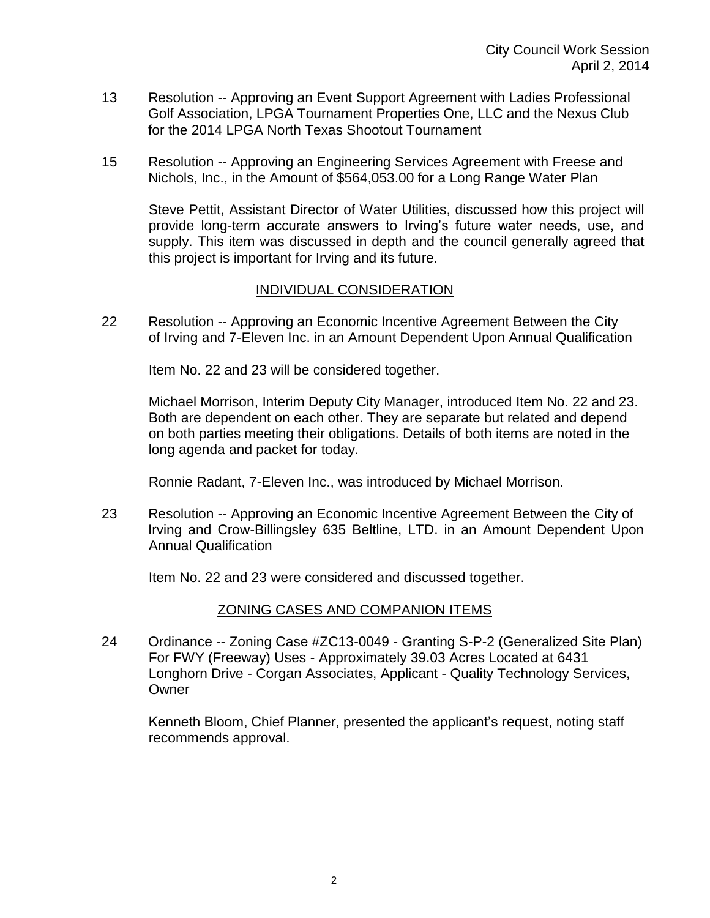13 Resolution -- Approving an Event Support Agreement with Ladies Professional Golf Association, LPGA Tournament Properties One, LLC and the Nexus Club for the 2014 LPGA North Texas Shootout Tournament

15 Resolution -- Approving an Engineering Services Agreement with Freese and Nichols, Inc., in the Amount of $564,053.00 for a Long Range Water Plan

Steve Pettit, Assistant Director of Water Utilities, discussed how this project will provide long-term accurate answers to Irving's future water needs, use, and supply. This item was discussed in depth and the council generally agreed that this project is important for Irving and its future.

## INDIVIDUAL CONSIDERATION

22 Resolution -- Approving an Economic Incentive Agreement Between the City of Irving and 7-Eleven Inc. in an Amount Dependent Upon Annual Qualification

Item No. 22 and 23 will be considered together.

Michael Morrison, Interim Deputy City Manager, introduced Item No. 22 and 23. Both are dependent on each other. They are separate but related and depend on both parties meeting their obligations. Details of both items are noted in the long agenda and packet for today.

Ronnie Radant, 7-Eleven Inc., was introduced by Michael Morrison.

23 Resolution -- Approving an Economic Incentive Agreement Between the City of Irving and Crow-Billingsley 635 Beltline, LTD. in an Amount Dependent Upon Annual Qualification

Item No. 22 and 23 were considered and discussed together.

## ZONING CASES AND COMPANION ITEMS

24 Ordinance -- Zoning Case #ZC13-0049 - Granting S-P-2 (Generalized Site Plan) For FWY (Freeway) Uses - Approximately 39.03 Acres Located at 6431 Longhorn Drive - Corgan Associates, Applicant - Quality Technology Services, Owner

Kenneth Bloom, Chief Planner, presented the applicant's request, noting staff recommends approval.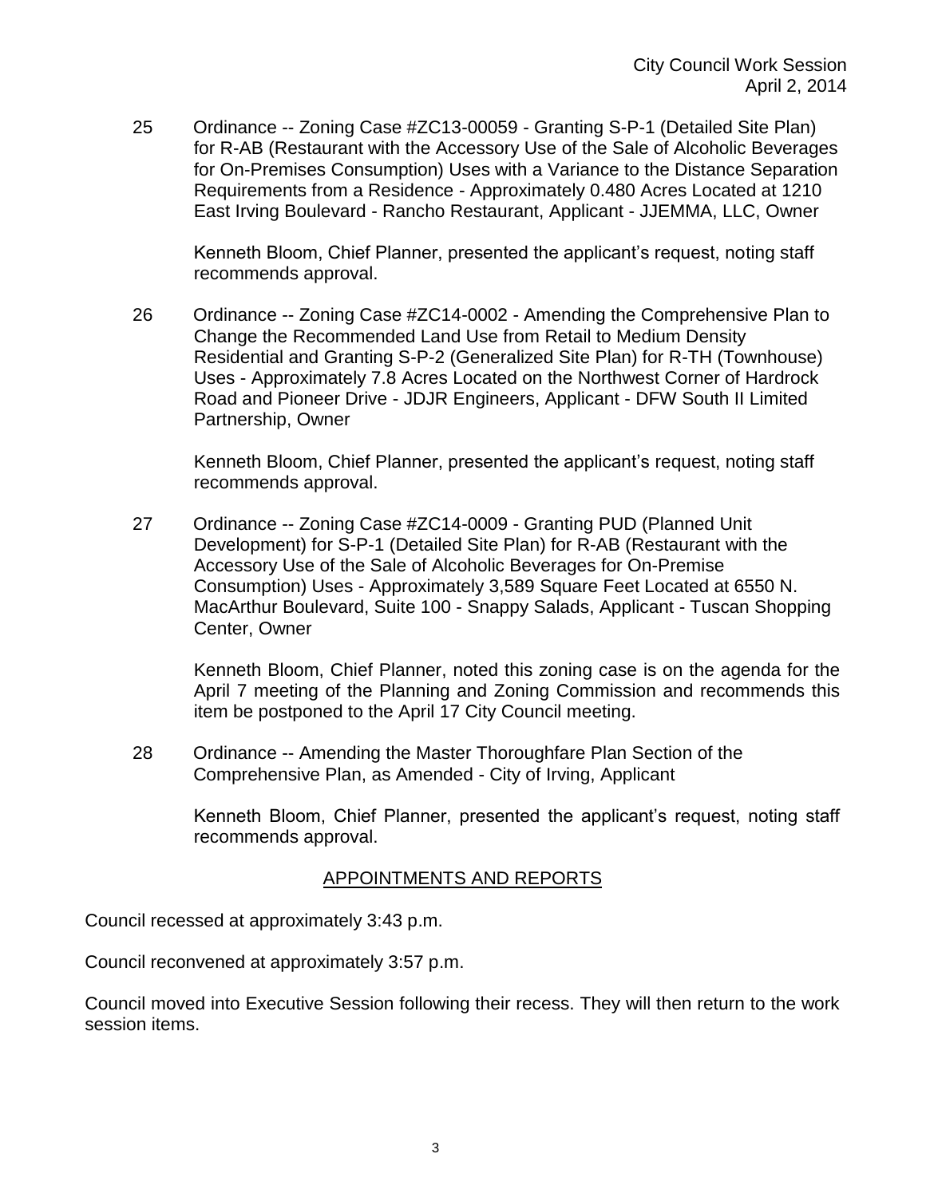25 Ordinance -- Zoning Case #ZC13-00059 - Granting S-P-1 (Detailed Site Plan) for R-AB (Restaurant with the Accessory Use of the Sale of Alcoholic Beverages for On-Premises Consumption) Uses with a Variance to the Distance Separation Requirements from a Residence - Approximately 0.480 Acres Located at 1210 East Irving Boulevard - Rancho Restaurant, Applicant - JJEMMA, LLC, Owner

Kenneth Bloom, Chief Planner, presented the applicant's request, noting staff recommends approval.

26 Ordinance -- Zoning Case #ZC14-0002 - Amending the Comprehensive Plan to Change the Recommended Land Use from Retail to Medium Density Residential and Granting S-P-2 (Generalized Site Plan) for R-TH (Townhouse) Uses - Approximately 7.8 Acres Located on the Northwest Corner of Hardrock Road and Pioneer Drive - JDJR Engineers, Applicant - DFW South II Limited Partnership, Owner

Kenneth Bloom, Chief Planner, presented the applicant's request, noting staff recommends approval.

27 Ordinance -- Zoning Case #ZC14-0009 - Granting PUD (Planned Unit Development) for S-P-1 (Detailed Site Plan) for R-AB (Restaurant with the Accessory Use of the Sale of Alcoholic Beverages for On-Premise Consumption) Uses - Approximately 3,589 Square Feet Located at 6550 N. MacArthur Boulevard, Suite 100 - Snappy Salads, Applicant - Tuscan Shopping Center, Owner

Kenneth Bloom, Chief Planner, noted this zoning case is on the agenda for the April 7 meeting of the Planning and Zoning Commission and recommends this item be postponed to the April 17 City Council meeting.

28 Ordinance -- Amending the Master Thoroughfare Plan Section of the Comprehensive Plan, as Amended - City of Irving, Applicant

Kenneth Bloom, Chief Planner, presented the applicant's request, noting staff recommends approval.

## APPOINTMENTS AND REPORTS

Council recessed at approximately 3:43 p.m.

Council reconvened at approximately 3:57 p.m.

Council moved into Executive Session following their recess. They will then return to the work session items.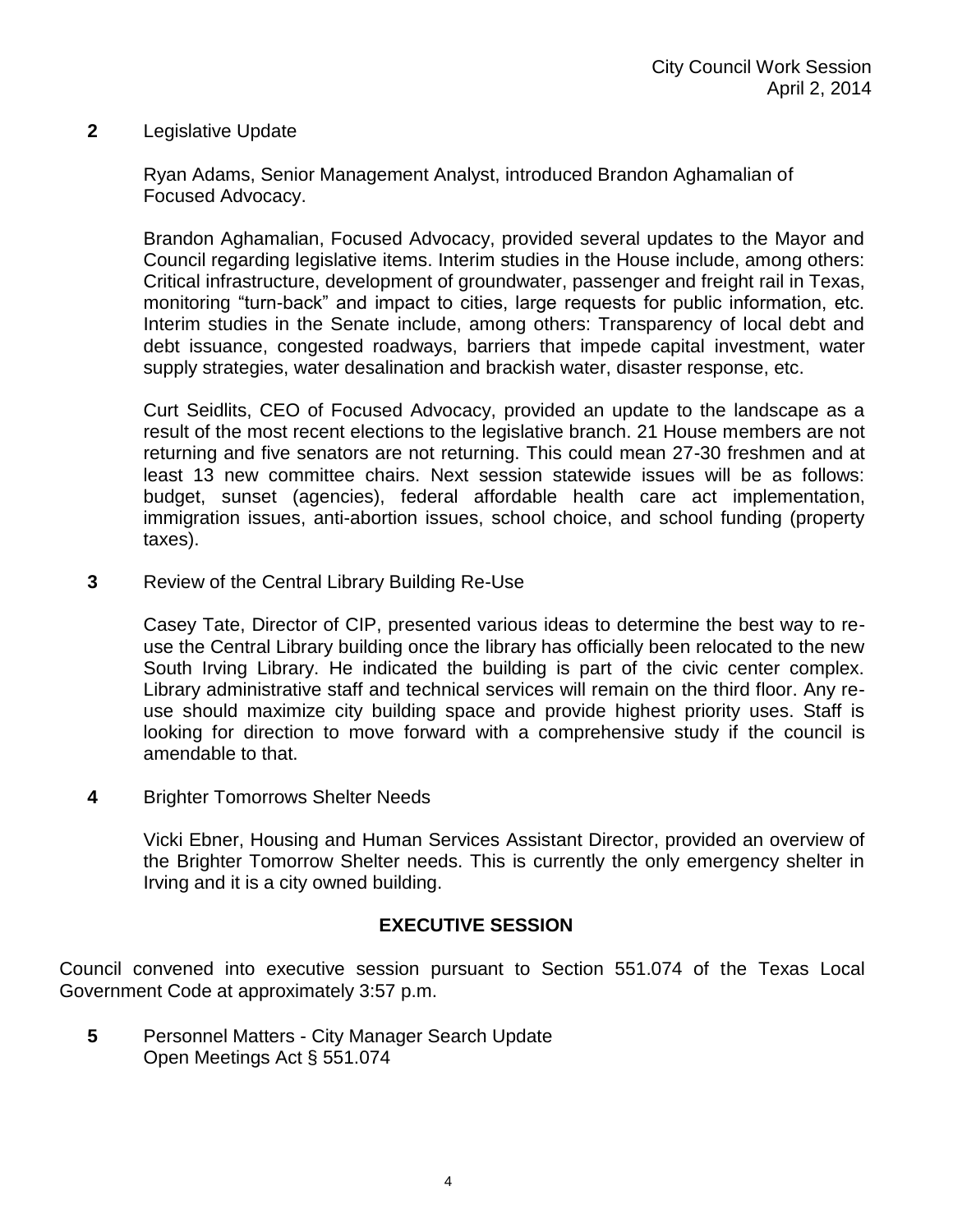**2** Legislative Update

Ryan Adams, Senior Management Analyst, introduced Brandon Aghamalian of Focused Advocacy.

Brandon Aghamalian, Focused Advocacy, provided several updates to the Mayor and Council regarding legislative items. Interim studies in the House include, among others: Critical infrastructure, development of groundwater, passenger and freight rail in Texas, monitoring "turn-back" and impact to cities, large requests for public information, etc. Interim studies in the Senate include, among others: Transparency of local debt and debt issuance, congested roadways, barriers that impede capital investment, water supply strategies, water desalination and brackish water, disaster response, etc.

Curt Seidlits, CEO of Focused Advocacy, provided an update to the landscape as a result of the most recent elections to the legislative branch. 21 House members are not returning and five senators are not returning. This could mean 27-30 freshmen and at least 13 new committee chairs. Next session statewide issues will be as follows: budget, sunset (agencies), federal affordable health care act implementation, immigration issues, anti-abortion issues, school choice, and school funding (property taxes).

**3** Review of the Central Library Building Re-Use

Casey Tate, Director of CIP, presented various ideas to determine the best way to re-use the Central Library building once the library has officially been relocated to the new South Irving Library. He indicated the building is part of the civic center complex. Library administrative staff and technical services will remain on the third floor. Any re-use should maximize city building space and provide highest priority uses. Staff is looking for direction to move forward with a comprehensive study if the council is amendable to that.

**4** Brighter Tomorrows Shelter Needs

Vicki Ebner, Housing and Human Services Assistant Director, provided an overview of the Brighter Tomorrow Shelter needs. This is currently the only emergency shelter in Irving and it is a city owned building.

## EXECUTIVE SESSION

Council convened into executive session pursuant to Section 551.074 of the Texas Local Government Code at approximately 3:57 p.m.

**5** Personnel Matters - City Manager Search Update
Open Meetings Act § 551.074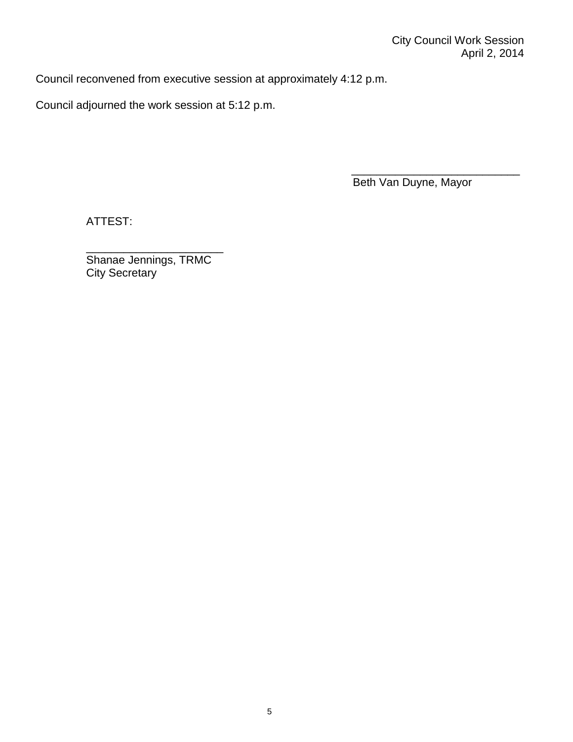Council reconvened from executive session at approximately 4:12 p.m.

Council adjourned the work session at 5:12 p.m.

\_\_\_\_\_\_\_\_\_\_\_\_\_\_\_\_\_\_\_\_\_\_\_\_\_\_\_\_
Beth Van Duyne, Mayor

ATTEST:

\_\_\_\_\_\_\_\_\_\_\_\_\_\_\_\_\_\_\_\_\_\_\_\_
Shanae Jennings, TRMC
City Secretary